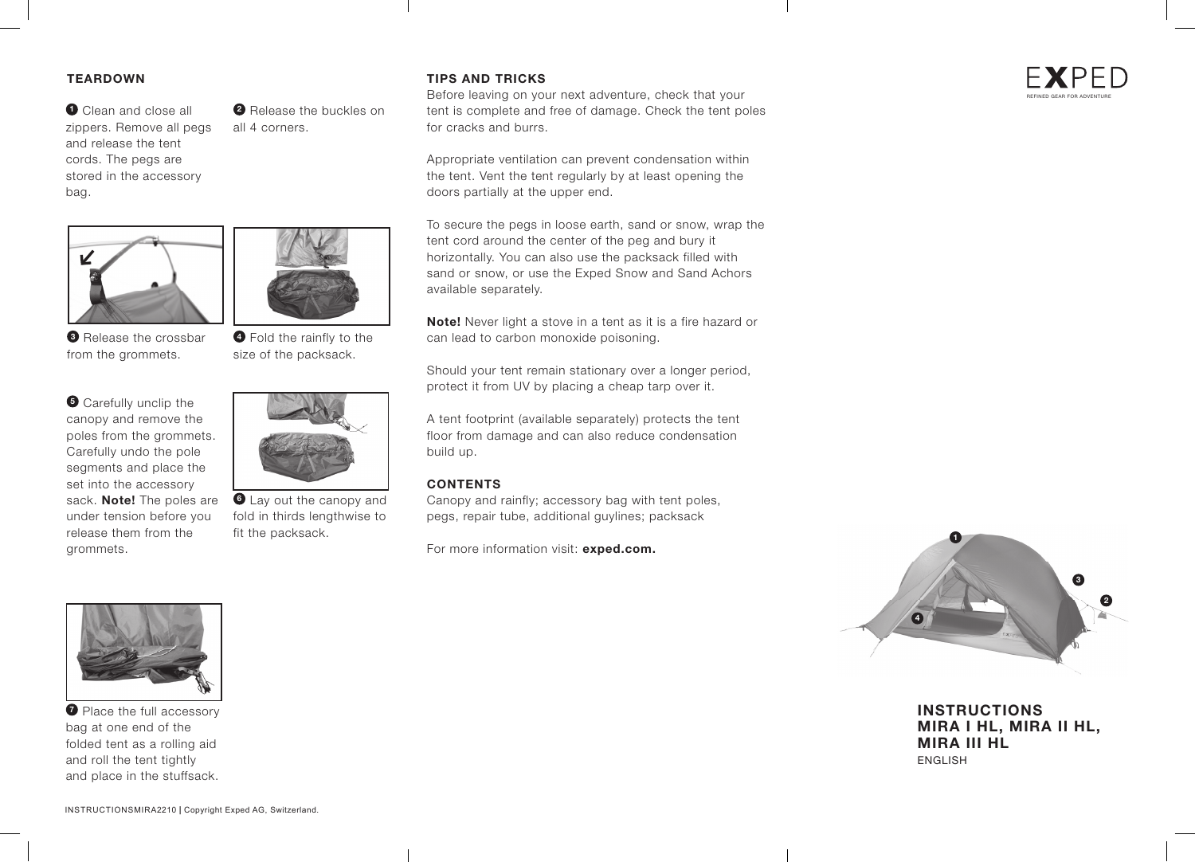## TEARDOWN

1. Clean and close all zippers. Remove all pegs and release the tent cords. The pegs are stored in the accessory bag.
2. Release the buckles on all 4 corners.
3. Release the crossbar from the grommets.
4. Fold the rainfly to the size of the packsack.
5. Carefully unclip the canopy and remove the poles from the grommets. Carefully undo the pole segments and place the set into the accessory sack. **Note!** The poles are under tension before you release them from the grommets.
6. Lay out the canopy and fold in thirds lengthwise to fit the packsack.
7. Place the full accessory bag at one end of the folded tent as a rolling aid and roll the tent tightly and place in the stuffsack.

## TIPS AND TRICKS

Before leaving on your next adventure, check that your tent is complete and free of damage. Check the tent poles for cracks and burrs.

Appropriate ventilation can prevent condensation within the tent. Vent the tent regularly by at least opening the doors partially at the upper end.

To secure the pegs in loose earth, sand or snow, wrap the tent cord around the center of the peg and bury it horizontally. You can also use the packsack filled with sand or snow, or use the Exped Snow and Sand Achors available separately.

**Note!** Never light a stove in a tent as it is a fire hazard or can lead to carbon monoxide poisoning.

Should your tent remain stationary over a longer period, protect it from UV by placing a cheap tarp over it.

A tent footprint (available separately) protects the tent floor from damage and can also reduce condensation build up.

## CONTENTS

Canopy and rainfly; accessory bag with tent poles, pegs, repair tube, additional guylines; packsack

For more information visit: **exped.com.**

EXPED
REFINED GEAR FOR ADVENTURE

# INSTRUCTIONS MIRA I HL, MIRA II HL, MIRA III HL

ENGLISH

INSTRUCTIONSMIRA2210 | Copyright Exped AG, Switzerland.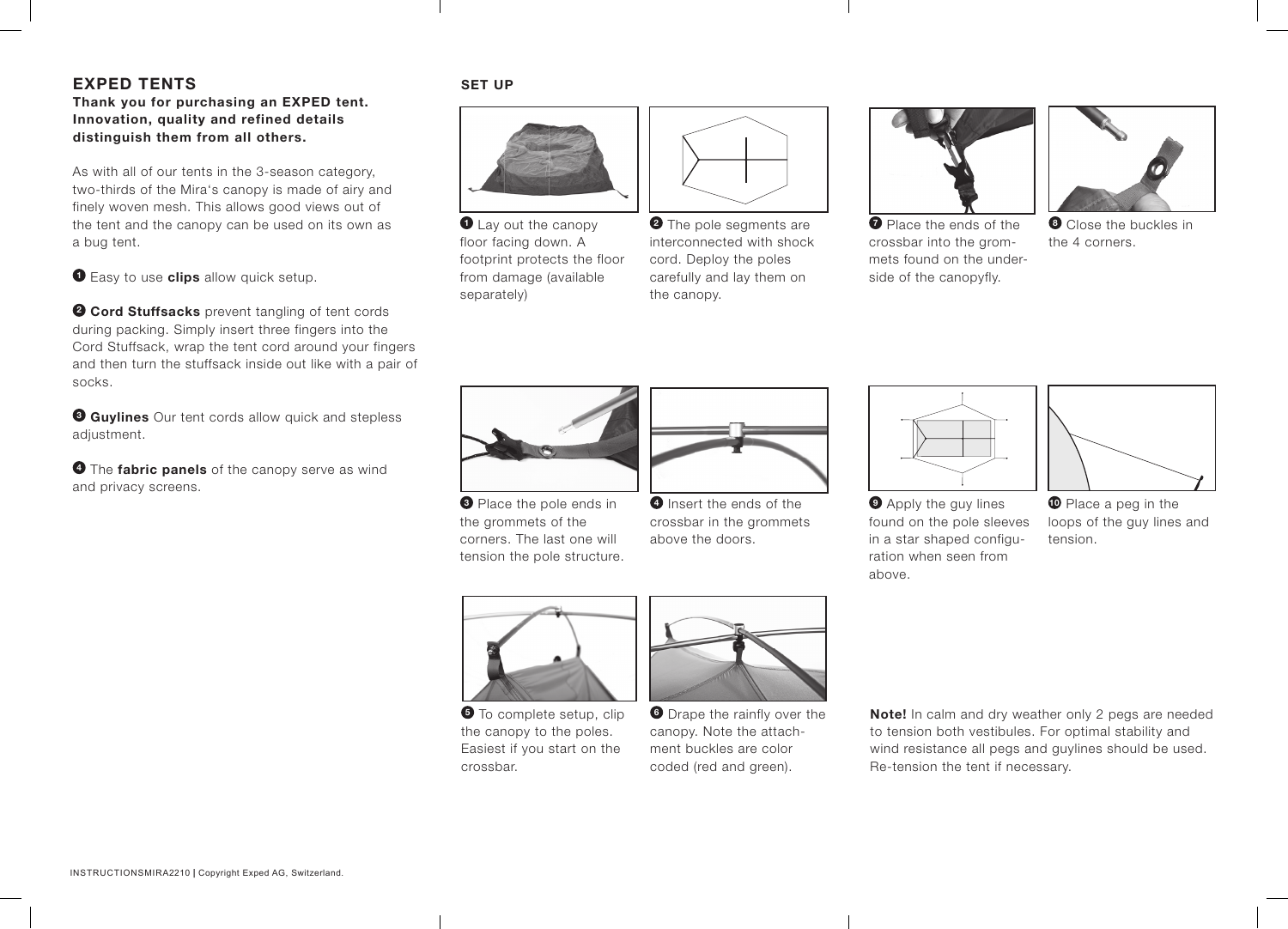## EXPED TENTS

**Thank you for purchasing an EXPED tent. Innovation, quality and refined details distinguish them from all others.**

As with all of our tents in the 3-season category, two-thirds of the Mira's canopy is made of airy and finely woven mesh. This allows good views out of the tent and the canopy can be used on its own as a bug tent.

❶ Easy to use **clips** allow quick setup.

❷ **Cord Stuffsacks** prevent tangling of tent cords during packing. Simply insert three fingers into the Cord Stuffsack, wrap the tent cord around your fingers and then turn the stuffsack inside out like with a pair of socks.

❸ **Guylines** Our tent cords allow quick and stepless adjustment.

❹ The **fabric panels** of the canopy serve as wind and privacy screens.

## SET UP

❶ Lay out the canopy floor facing down. A footprint protects the floor from damage (available separately)

❷ The pole segments are interconnected with shock cord. Deploy the poles carefully and lay them on the canopy.

❸ Place the pole ends in the grommets of the corners. The last one will tension the pole structure.

❹ Insert the ends of the crossbar in the grommets above the doors.

❺ To complete setup, clip the canopy to the poles. Easiest if you start on the crossbar.

❻ Drape the rainfly over the canopy. Note the attachment buckles are color coded (red and green).

❼ Place the ends of the crossbar into the grommets found on the underside of the canopyfly.

❽ Close the buckles in the 4 corners.

❾ Apply the guy lines found on the pole sleeves in a star shaped configuration when seen from above.

❿ Place a peg in the loops of the guy lines and tension.

**Note!** In calm and dry weather only 2 pegs are needed to tension both vestibules. For optimal stability and wind resistance all pegs and guylines should be used. Re-tension the tent if necessary.

INSTRUCTIONSMIRA2210 | Copyright Exped AG, Switzerland.